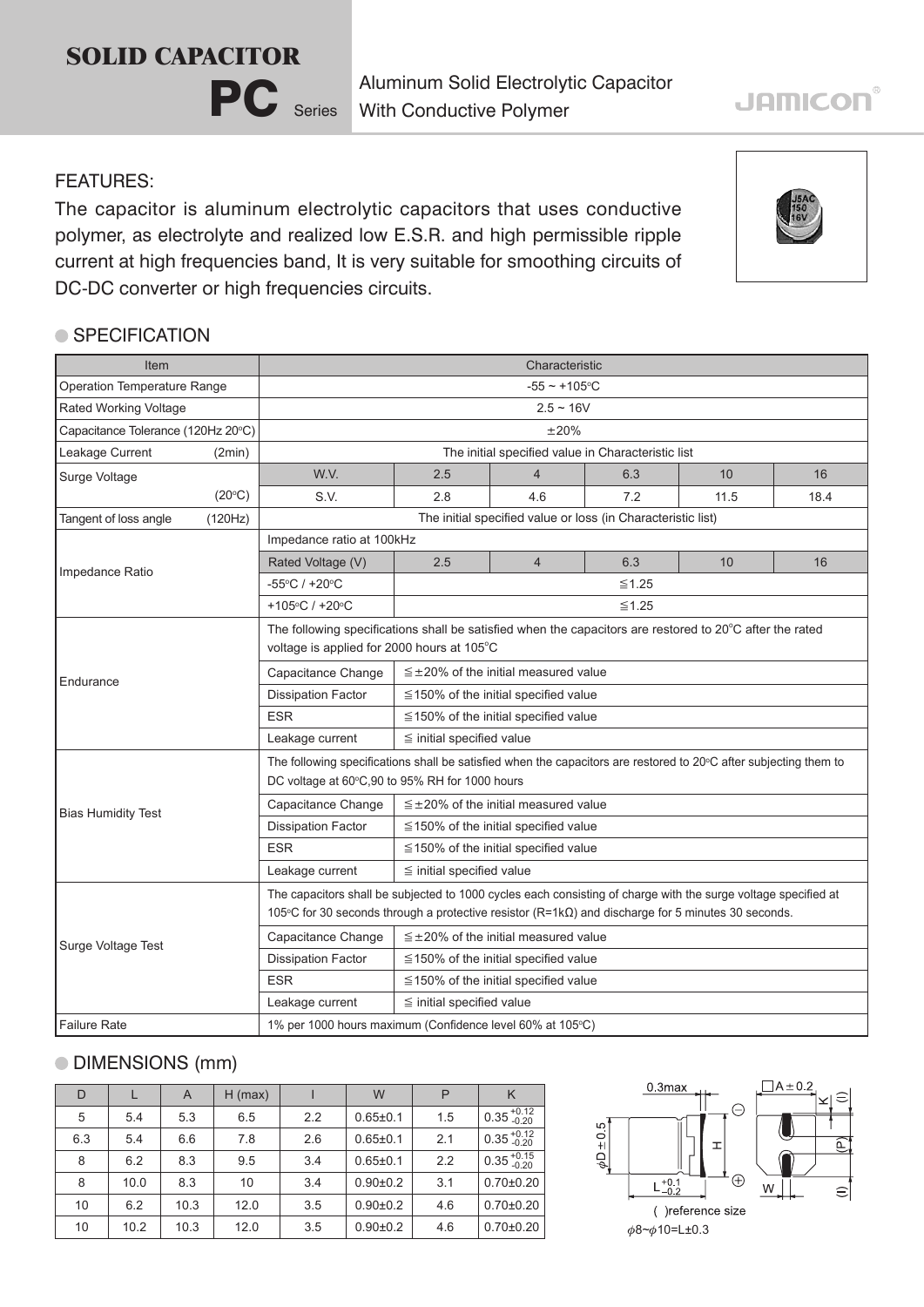# SOLID CAPACITOR

## PC Series

Aluminum Solid Electrolytic Capacitor With Conductive Polymer

JAMICON

FEATURES:

The capacitor is aluminum electrolytic capacitors that uses conductive polymer, as electrolyte and realized low E.S.R. and high permissible ripple current at high frequencies band, It is very suitable for smoothing circuits of DC-DC converter or high frequencies circuits.

## SPECIFICATION

| Item | Characteristic | | | | | |
|---|---|---|---|---|---|---|
| Operation Temperature Range | -55 ~ +105°C | | | | | |
| Rated Working Voltage | 2.5 ~ 16V | | | | | |
| Capacitance Tolerance (120Hz 20°C) | ±20% | | | | | |
| Leakage Current (2min) | The initial specified value in Characteristic list | | | | | |
| Surge Voltage | W.V. | 2.5 | 4 | 6.3 | 10 | 16 |
| (20°C) | S.V. | 2.8 | 4.6 | 7.2 | 11.5 | 18.4 |
| Tangent of loss angle (120Hz) | The initial specified value or loss (in Characteristic list) | | | | | |
| Impedance Ratio | Impedance ratio at 100kHz | | | | | |
| | Rated Voltage (V) | 2.5 | 4 | 6.3 | 10 | 16 |
| | -55°C / +20°C | ≦1.25 | | | | |
| | +105°C / +20°C | ≦1.25 | | | | |
| Endurance | The following specifications shall be satisfied when the capacitors are restored to 20°C after the rated voltage is applied for 2000 hours at 105°C | | | | | |
| | Capacitance Change | ≦±20% of the initial measured value | | | | |
| | Dissipation Factor | ≦150% of the initial specified value | | | | |
| | ESR | ≦150% of the initial specified value | | | | |
| | Leakage current | ≦ initial specified value | | | | |
| Bias Humidity Test | The following specifications shall be satisfied when the capacitors are restored to 20°C after subjecting them to DC voltage at 60°C,90 to 95% RH for 1000 hours | | | | | |
| | Capacitance Change | ≦±20% of the initial measured value | | | | |
| | Dissipation Factor | ≦150% of the initial specified value | | | | |
| | ESR | ≦150% of the initial specified value | | | | |
| | Leakage current | ≦ initial specified value | | | | |
| Surge Voltage Test | The capacitors shall be subjected to 1000 cycles each consisting of charge with the surge voltage specified at 105°C for 30 seconds through a protective resistor (R=1kΩ) and discharge for 5 minutes 30 seconds. | | | | | |
| | Capacitance Change | ≦±20% of the initial measured value | | | | |
| | Dissipation Factor | ≦150% of the initial specified value | | | | |
| | ESR | ≦150% of the initial specified value | | | | |
| | Leakage current | ≦ initial specified value | | | | |
| Failure Rate | 1% per 1000 hours maximum (Confidence level 60% at 105°C) | | | | | |

## DIMENSIONS (mm)

| D | L | A | H (max) | I | W | P | K |
|---|---|---|---|---|---|---|---|
| 5 | 5.4 | 5.3 | 6.5 | 2.2 | 0.65±0.1 | 1.5 | $0.35^{+0.12}_{-0.20}$ |
| 6.3 | 5.4 | 6.6 | 7.8 | 2.6 | 0.65±0.1 | 2.1 | $0.35^{+0.12}_{-0.20}$ |
| 8 | 6.2 | 8.3 | 9.5 | 3.4 | 0.65±0.1 | 2.2 | $0.35^{+0.15}_{-0.20}$ |
| 8 | 10.0 | 8.3 | 10 | 3.4 | 0.90±0.2 | 3.1 | 0.70±0.20 |
| 10 | 6.2 | 10.3 | 12.0 | 3.5 | 0.90±0.2 | 4.6 | 0.70±0.20 |
| 10 | 10.2 | 10.3 | 12.0 | 3.5 | 0.90±0.2 | 4.6 | 0.70±0.20 |

0.3max; $\phi D \pm 0.5$; $L^{+0.1}_{-0.2}$; H; □A±0.2; K; (I); (P); W; (I)

( )reference size

$\phi 8 \sim \phi 10 = L \pm 0.3$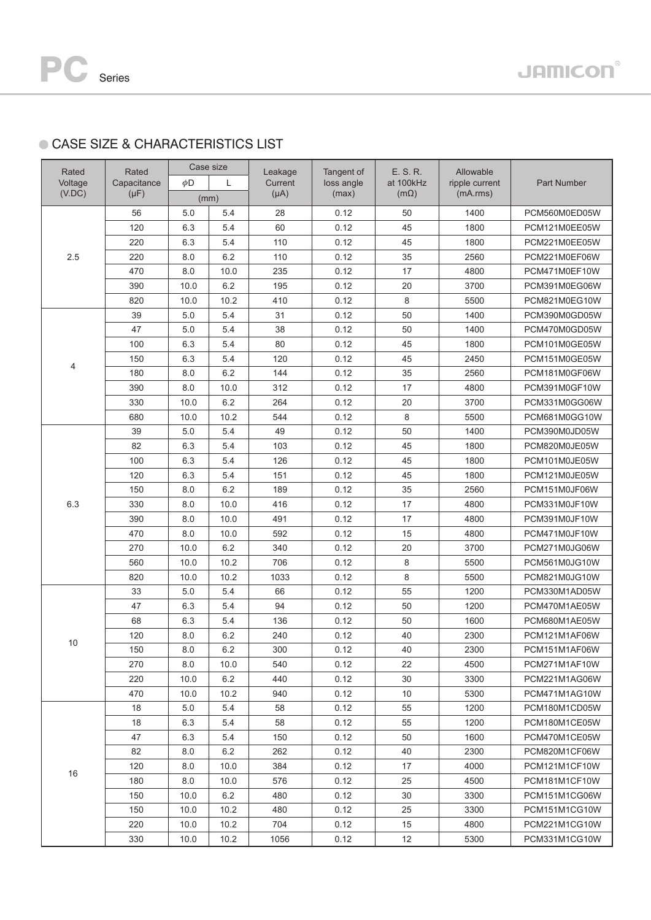# PC Series

## CASE SIZE & CHARACTERISTICS LIST

| Rated Voltage (V.DC) | Rated Capacitance (μF) | Case size φD (mm) | Case size L (mm) | Leakage Current (μA) | Tangent of loss angle (max) | E. S. R. at 100kHz (mΩ) | Allowable ripple current (mA.rms) | Part Number |
|---|---|---|---|---|---|---|---|---|
| 2.5 | 56 | 5.0 | 5.4 | 28 | 0.12 | 50 | 1400 | PCM560M0ED05W |
| | 120 | 6.3 | 5.4 | 60 | 0.12 | 45 | 1800 | PCM121M0EE05W |
| | 220 | 6.3 | 5.4 | 110 | 0.12 | 45 | 1800 | PCM221M0EE05W |
| | 220 | 8.0 | 6.2 | 110 | 0.12 | 35 | 2560 | PCM221M0EF06W |
| | 470 | 8.0 | 10.0 | 235 | 0.12 | 17 | 4800 | PCM471M0EF10W |
| | 390 | 10.0 | 6.2 | 195 | 0.12 | 20 | 3700 | PCM391M0EG06W |
| | 820 | 10.0 | 10.2 | 410 | 0.12 | 8 | 5500 | PCM821M0EG10W |
| 4 | 39 | 5.0 | 5.4 | 31 | 0.12 | 50 | 1400 | PCM390M0GD05W |
| | 47 | 5.0 | 5.4 | 38 | 0.12 | 50 | 1400 | PCM470M0GD05W |
| | 100 | 6.3 | 5.4 | 80 | 0.12 | 45 | 1800 | PCM101M0GE05W |
| | 150 | 6.3 | 5.4 | 120 | 0.12 | 45 | 2450 | PCM151M0GE05W |
| | 180 | 8.0 | 6.2 | 144 | 0.12 | 35 | 2560 | PCM181M0GF06W |
| | 390 | 8.0 | 10.0 | 312 | 0.12 | 17 | 4800 | PCM391M0GF10W |
| | 330 | 10.0 | 6.2 | 264 | 0.12 | 20 | 3700 | PCM331M0GG06W |
| | 680 | 10.0 | 10.2 | 544 | 0.12 | 8 | 5500 | PCM681M0GG10W |
| 6.3 | 39 | 5.0 | 5.4 | 49 | 0.12 | 50 | 1400 | PCM390M0JD05W |
| | 82 | 6.3 | 5.4 | 103 | 0.12 | 45 | 1800 | PCM820M0JE05W |
| | 100 | 6.3 | 5.4 | 126 | 0.12 | 45 | 1800 | PCM101M0JE05W |
| | 120 | 6.3 | 5.4 | 151 | 0.12 | 45 | 1800 | PCM121M0JE05W |
| | 150 | 8.0 | 6.2 | 189 | 0.12 | 35 | 2560 | PCM151M0JF06W |
| | 330 | 8.0 | 10.0 | 416 | 0.12 | 17 | 4800 | PCM331M0JF10W |
| | 390 | 8.0 | 10.0 | 491 | 0.12 | 17 | 4800 | PCM391M0JF10W |
| | 470 | 8.0 | 10.0 | 592 | 0.12 | 15 | 4800 | PCM471M0JF10W |
| | 270 | 10.0 | 6.2 | 340 | 0.12 | 20 | 3700 | PCM271M0JG06W |
| | 560 | 10.0 | 10.2 | 706 | 0.12 | 8 | 5500 | PCM561M0JG10W |
| | 820 | 10.0 | 10.2 | 1033 | 0.12 | 8 | 5500 | PCM821M0JG10W |
| 10 | 33 | 5.0 | 5.4 | 66 | 0.12 | 55 | 1200 | PCM330M1AD05W |
| | 47 | 6.3 | 5.4 | 94 | 0.12 | 50 | 1200 | PCM470M1AE05W |
| | 68 | 6.3 | 5.4 | 136 | 0.12 | 50 | 1600 | PCM680M1AE05W |
| | 120 | 8.0 | 6.2 | 240 | 0.12 | 40 | 2300 | PCM121M1AF06W |
| | 150 | 8.0 | 6.2 | 300 | 0.12 | 40 | 2300 | PCM151M1AF06W |
| | 270 | 8.0 | 10.0 | 540 | 0.12 | 22 | 4500 | PCM271M1AF10W |
| | 220 | 10.0 | 6.2 | 440 | 0.12 | 30 | 3300 | PCM221M1AG06W |
| | 470 | 10.0 | 10.2 | 940 | 0.12 | 10 | 5300 | PCM471M1AG10W |
| 16 | 18 | 5.0 | 5.4 | 58 | 0.12 | 55 | 1200 | PCM180M1CD05W |
| | 18 | 6.3 | 5.4 | 58 | 0.12 | 55 | 1200 | PCM180M1CE05W |
| | 47 | 6.3 | 5.4 | 150 | 0.12 | 50 | 1600 | PCM470M1CE05W |
| | 82 | 8.0 | 6.2 | 262 | 0.12 | 40 | 2300 | PCM820M1CF06W |
| | 120 | 8.0 | 10.0 | 384 | 0.12 | 17 | 4000 | PCM121M1CF10W |
| | 180 | 8.0 | 10.0 | 576 | 0.12 | 25 | 4500 | PCM181M1CF10W |
| | 150 | 10.0 | 6.2 | 480 | 0.12 | 30 | 3300 | PCM151M1CG06W |
| | 150 | 10.0 | 10.2 | 480 | 0.12 | 25 | 3300 | PCM151M1CG10W |
| | 220 | 10.0 | 10.2 | 704 | 0.12 | 15 | 4800 | PCM221M1CG10W |
| | 330 | 10.0 | 10.2 | 1056 | 0.12 | 12 | 5300 | PCM331M1CG10W |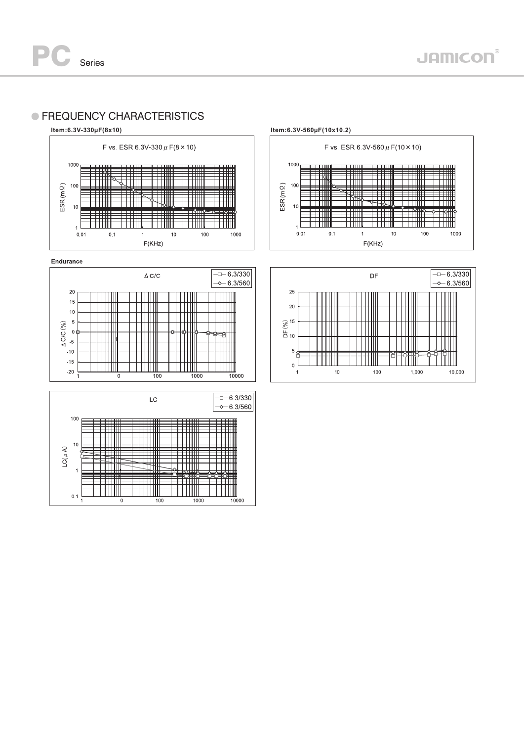## ● FREQUENCY CHARACTERISTICS

**Item:6.3V-330μF(8x10)**

F vs. ESR 6.3V-330 μF(8×10)

ESR(mΩ)

1000
100
10
1

0.01 0.1 1 10 100 1000

F(KHz)

**Item:6.3V-560μF(10x10.2)**

F vs. ESR 6.3V-560 μF(10×10)

ESR(mΩ)

1000
100
10
1

0.01 0.1 1 10 100 1000

F(KHz)

**Endurance**

ΔC/C

6.3/330
6.3/560

ΔC/C(%)

20
15
10
5
0
-5
-10
-15
-20

1 0 100 1000 10000

DF

6.3/330
6.3/560

DF(%)

25
20
15
10
5
0

1 10 100 1,000 10,000

LC

6.3/330
6.3/560

LC(μA)

100
10
1
0.1

1 0 100 1000 10000